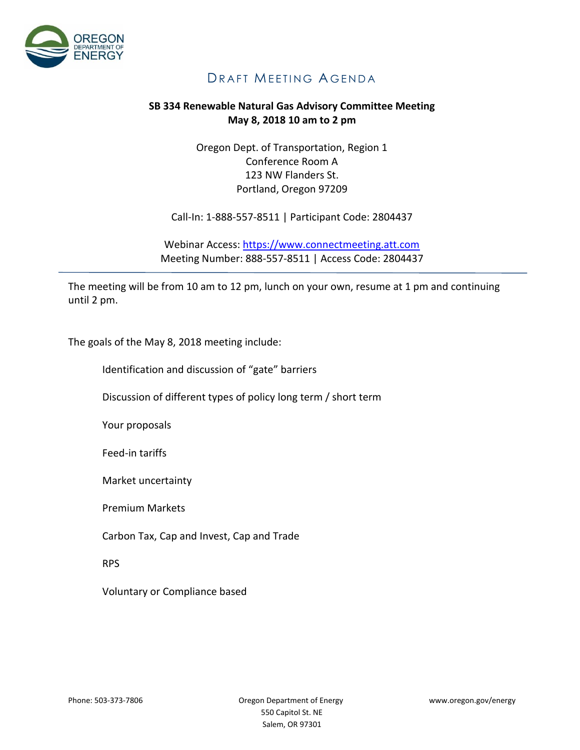# DRAFT MEETING AGENDA

**SB 334 Renewable Natural Gas Advisory Committee Meeting**
**May 8, 2018 10 am to 2 pm**

Oregon Dept. of Transportation, Region 1
Conference Room A
123 NW Flanders St.
Portland, Oregon 97209

Call-In: 1-888-557-8511 | Participant Code: 2804437

Webinar Access: https://www.connectmeeting.att.com
Meeting Number: 888-557-8511 | Access Code: 2804437

---

The meeting will be from 10 am to 12 pm, lunch on your own, resume at 1 pm and continuing until 2 pm.

The goals of the May 8, 2018 meeting include:

- Identification and discussion of "gate" barriers
- Discussion of different types of policy long term / short term
- Your proposals
- Feed-in tariffs
- Market uncertainty
- Premium Markets
- Carbon Tax, Cap and Invest, Cap and Trade
- RPS
- Voluntary or Compliance based

Phone: 503-373-7806

Oregon Department of Energy
550 Capitol St. NE
Salem, OR 97301

www.oregon.gov/energy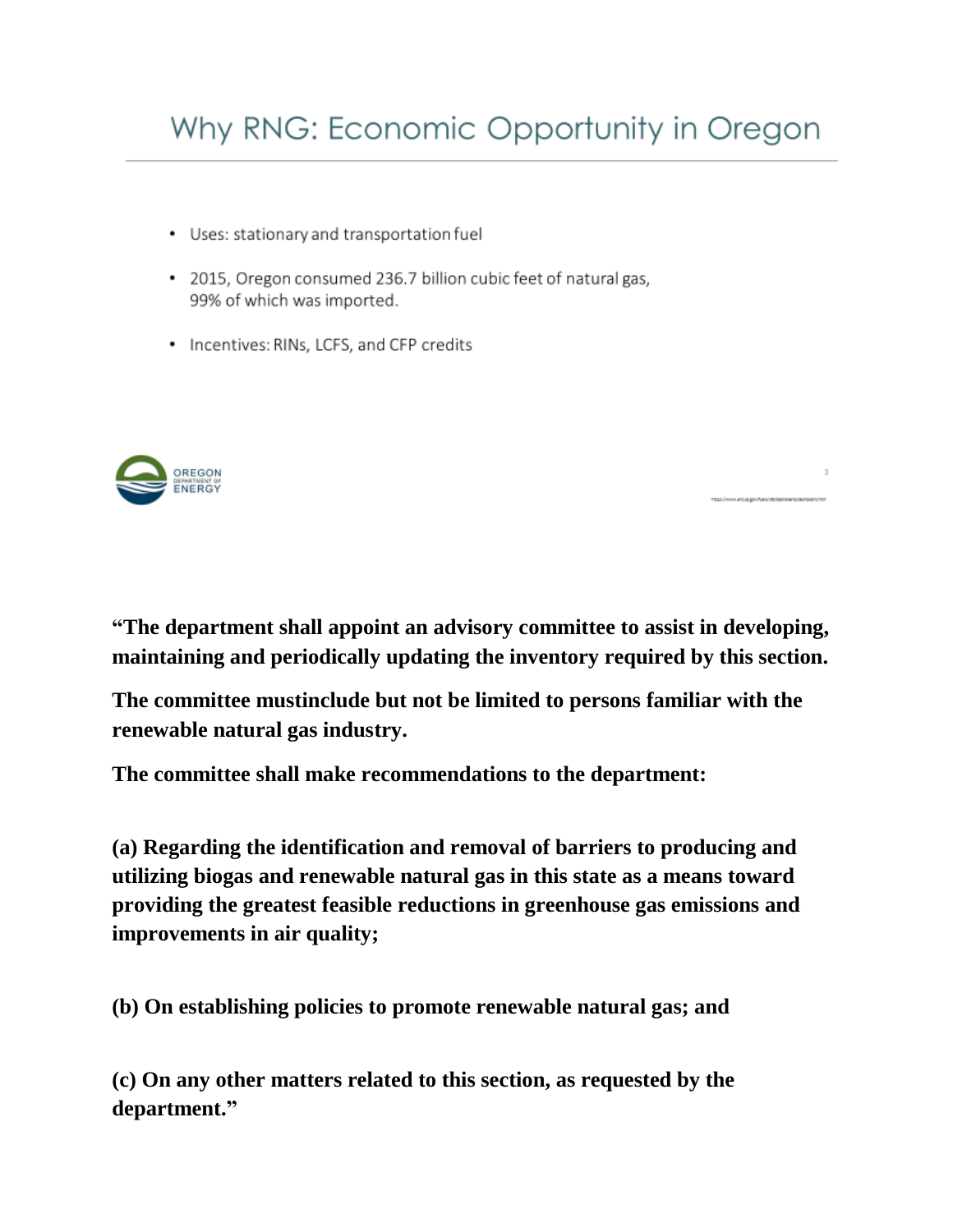## Why RNG: Economic Opportunity in Oregon

- Uses: stationary and transportation fuel
- 2015, Oregon consumed 236.7 billion cubic feet of natural gas, 99% of which was imported.
- Incentives: RINs, LCFS, and CFP credits

OREGON DEPARTMENT OF ENERGY

**"The department shall appoint an advisory committee to assist in developing, maintaining and periodically updating the inventory required by this section.**

**The committee mustinclude but not be limited to persons familiar with the renewable natural gas industry.**

**The committee shall make recommendations to the department:**

**(a) Regarding the identification and removal of barriers to producing and utilizing biogas and renewable natural gas in this state as a means toward providing the greatest feasible reductions in greenhouse gas emissions and improvements in air quality;**

**(b) On establishing policies to promote renewable natural gas; and**

**(c) On any other matters related to this section, as requested by the department."**